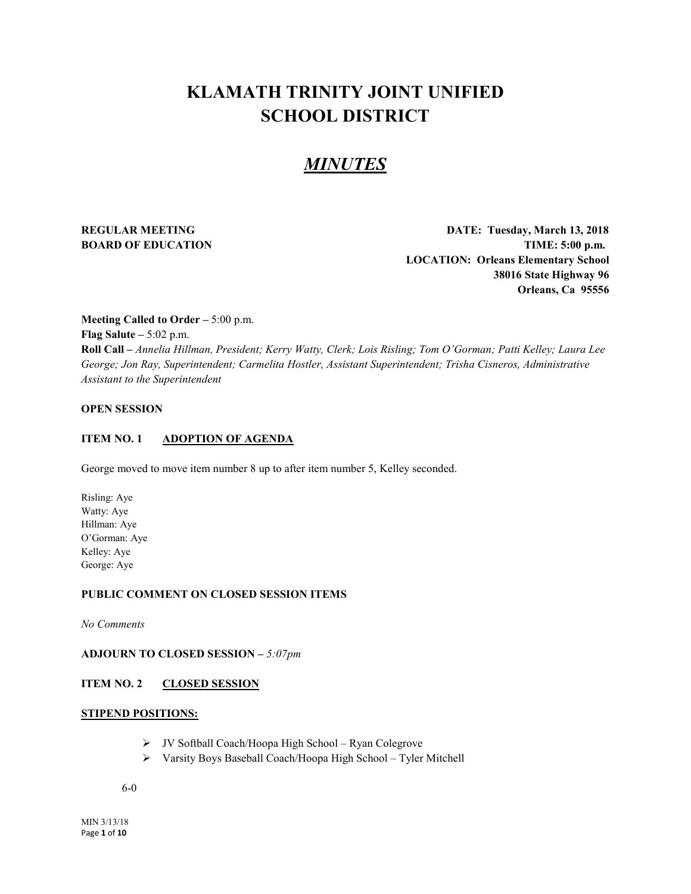# KLAMATH TRINITY JOINT UNIFIED SCHOOL DISTRICT

## *MINUTES*

**REGULAR MEETING**
**BOARD OF EDUCATION**

**DATE: Tuesday, March 13, 2018**
**TIME: 5:00 p.m.**
**LOCATION: Orleans Elementary School**
**38016 State Highway 96**
**Orleans, Ca 95556**

**Meeting Called to Order –** 5:00 p.m.
**Flag Salute –** 5:02 p.m.
**Roll Call –** *Annelia Hillman, President; Kerry Watty, Clerk; Lois Risling; Tom O'Gorman; Patti Kelley; Laura Lee George; Jon Ray, Superintendent; Carmelita Hostler, Assistant Superintendent; Trisha Cisneros, Administrative Assistant to the Superintendent*

**OPEN SESSION**

**ITEM NO. 1 ADOPTION OF AGENDA**

George moved to move item number 8 up to after item number 5, Kelley seconded.

Risling: Aye
Watty: Aye
Hillman: Aye
O'Gorman: Aye
Kelley: Aye
George: Aye

**PUBLIC COMMENT ON CLOSED SESSION ITEMS**

*No Comments*

**ADJOURN TO CLOSED SESSION –** *5:07pm*

**ITEM NO. 2 CLOSED SESSION**

**STIPEND POSITIONS:**

- JV Softball Coach/Hoopa High School – Ryan Colegrove
- Varsity Boys Baseball Coach/Hoopa High School – Tyler Mitchell

6-0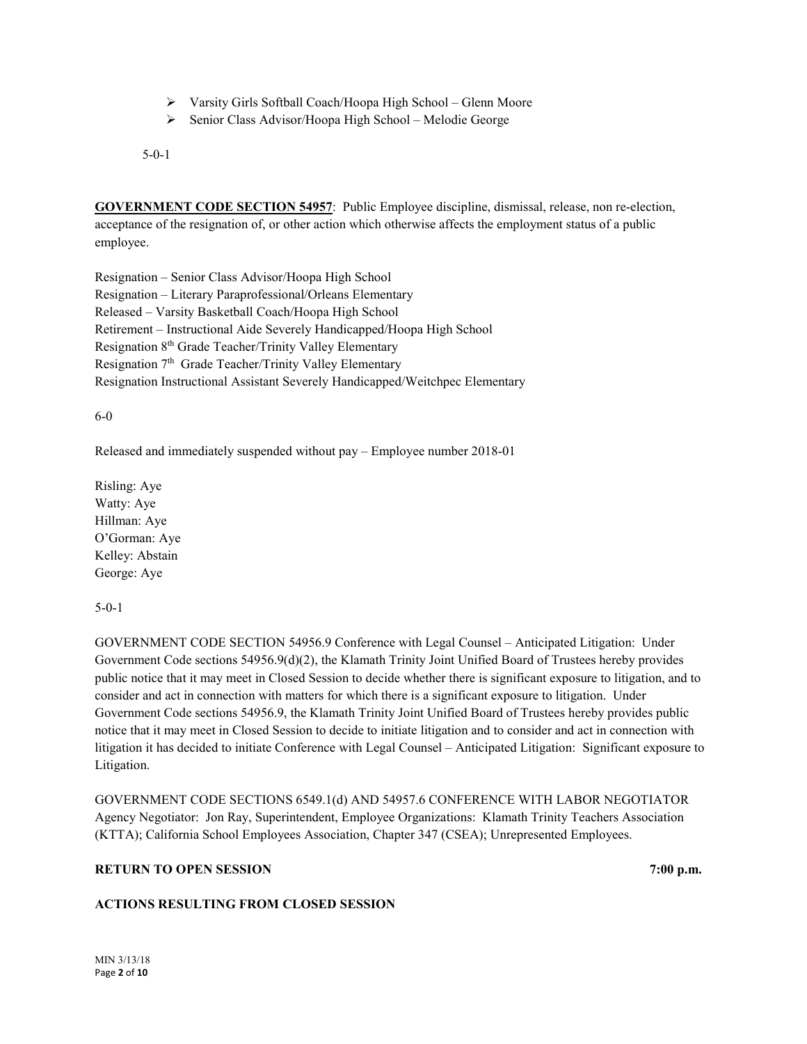- Varsity Girls Softball Coach/Hoopa High School – Glenn Moore
- Senior Class Advisor/Hoopa High School – Melodie George

5-0-1

**GOVERNMENT CODE SECTION 54957**: Public Employee discipline, dismissal, release, non re-election, acceptance of the resignation of, or other action which otherwise affects the employment status of a public employee.

Resignation – Senior Class Advisor/Hoopa High School
Resignation – Literary Paraprofessional/Orleans Elementary
Released – Varsity Basketball Coach/Hoopa High School
Retirement – Instructional Aide Severely Handicapped/Hoopa High School
Resignation 8th Grade Teacher/Trinity Valley Elementary
Resignation 7th Grade Teacher/Trinity Valley Elementary
Resignation Instructional Assistant Severely Handicapped/Weitchpec Elementary

6-0

Released and immediately suspended without pay – Employee number 2018-01

Risling: Aye
Watty: Aye
Hillman: Aye
O'Gorman: Aye
Kelley: Abstain
George: Aye

5-0-1

GOVERNMENT CODE SECTION 54956.9 Conference with Legal Counsel – Anticipated Litigation: Under Government Code sections 54956.9(d)(2), the Klamath Trinity Joint Unified Board of Trustees hereby provides public notice that it may meet in Closed Session to decide whether there is significant exposure to litigation, and to consider and act in connection with matters for which there is a significant exposure to litigation. Under Government Code sections 54956.9, the Klamath Trinity Joint Unified Board of Trustees hereby provides public notice that it may meet in Closed Session to decide to initiate litigation and to consider and act in connection with litigation it has decided to initiate Conference with Legal Counsel – Anticipated Litigation: Significant exposure to Litigation.

GOVERNMENT CODE SECTIONS 6549.1(d) AND 54957.6 CONFERENCE WITH LABOR NEGOTIATOR Agency Negotiator: Jon Ray, Superintendent, Employee Organizations: Klamath Trinity Teachers Association (KTTA); California School Employees Association, Chapter 347 (CSEA); Unrepresented Employees.

**RETURN TO OPEN SESSION** **7:00 p.m.**

**ACTIONS RESULTING FROM CLOSED SESSION**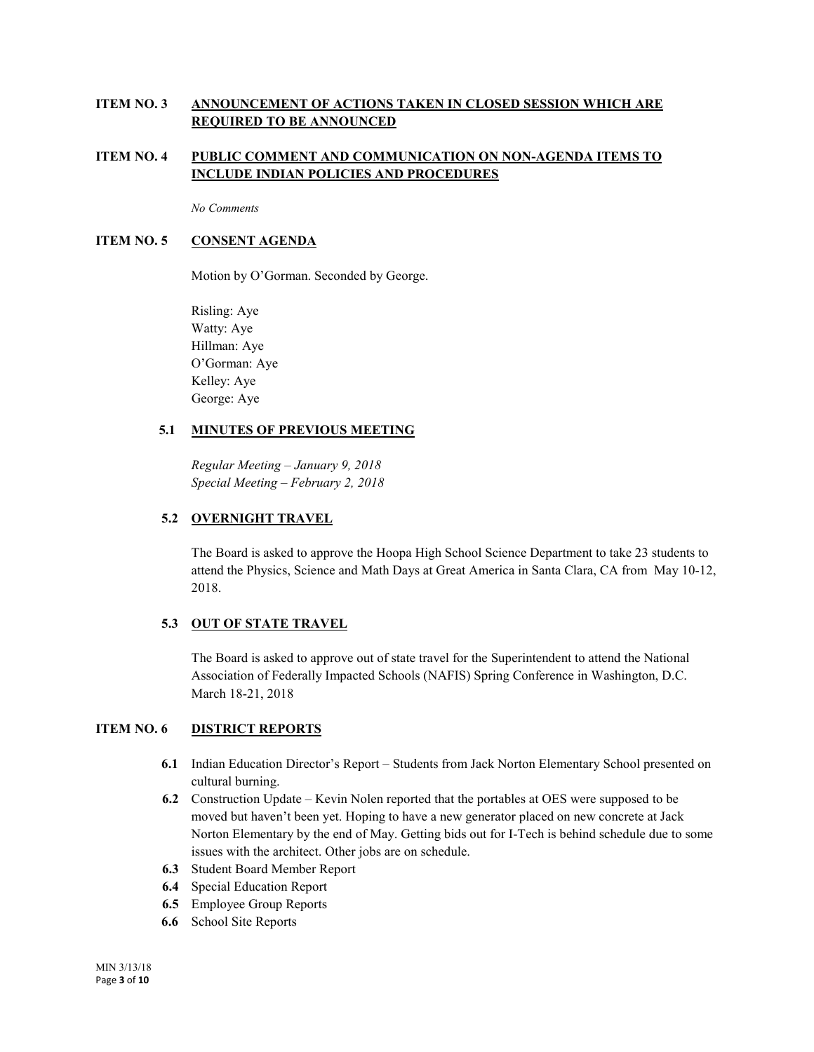## ITEM NO. 3 ANNOUNCEMENT OF ACTIONS TAKEN IN CLOSED SESSION WHICH ARE REQUIRED TO BE ANNOUNCED

## ITEM NO. 4 PUBLIC COMMENT AND COMMUNICATION ON NON-AGENDA ITEMS TO INCLUDE INDIAN POLICIES AND PROCEDURES

*No Comments*

## ITEM NO. 5 CONSENT AGENDA

Motion by O'Gorman. Seconded by George.

Risling: Aye
Watty: Aye
Hillman: Aye
O'Gorman: Aye
Kelley: Aye
George: Aye

### 5.1 MINUTES OF PREVIOUS MEETING

*Regular Meeting – January 9, 2018*
*Special Meeting – February 2, 2018*

### 5.2 OVERNIGHT TRAVEL

The Board is asked to approve the Hoopa High School Science Department to take 23 students to attend the Physics, Science and Math Days at Great America in Santa Clara, CA from May 10-12, 2018.

### 5.3 OUT OF STATE TRAVEL

The Board is asked to approve out of state travel for the Superintendent to attend the National Association of Federally Impacted Schools (NAFIS) Spring Conference in Washington, D.C. March 18-21, 2018

## ITEM NO. 6 DISTRICT REPORTS

- **6.1** Indian Education Director's Report – Students from Jack Norton Elementary School presented on cultural burning.
- **6.2** Construction Update – Kevin Nolen reported that the portables at OES were supposed to be moved but haven't been yet. Hoping to have a new generator placed on new concrete at Jack Norton Elementary by the end of May. Getting bids out for I-Tech is behind schedule due to some issues with the architect. Other jobs are on schedule.
- **6.3** Student Board Member Report
- **6.4** Special Education Report
- **6.5** Employee Group Reports
- **6.6** School Site Reports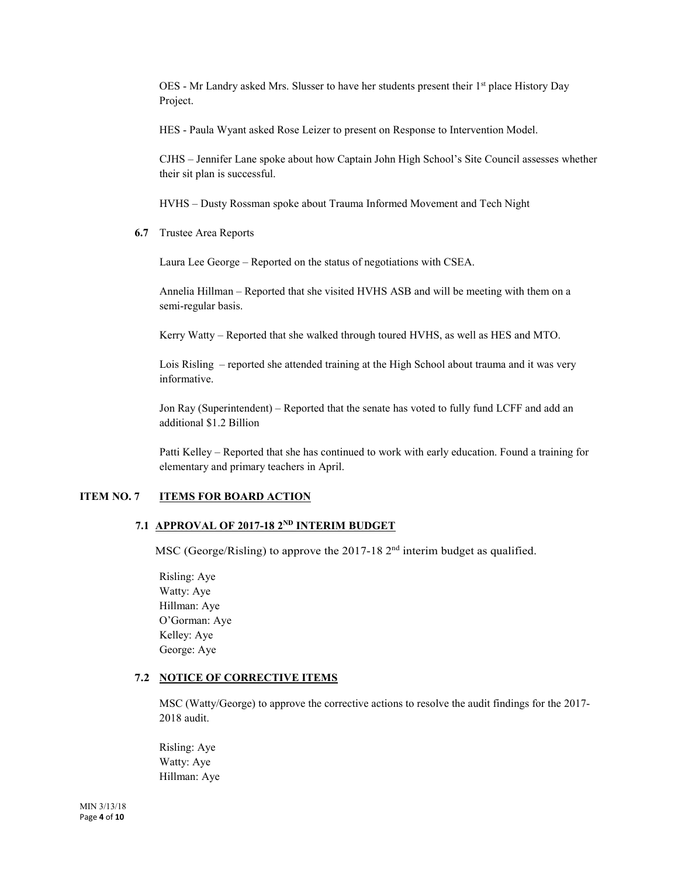OES - Mr Landry asked Mrs. Slusser to have her students present their 1st place History Day Project.

HES - Paula Wyant asked Rose Leizer to present on Response to Intervention Model.

CJHS – Jennifer Lane spoke about how Captain John High School's Site Council assesses whether their sit plan is successful.

HVHS – Dusty Rossman spoke about Trauma Informed Movement and Tech Night

**6.7** Trustee Area Reports

Laura Lee George – Reported on the status of negotiations with CSEA.

Annelia Hillman – Reported that she visited HVHS ASB and will be meeting with them on a semi-regular basis.

Kerry Watty – Reported that she walked through toured HVHS, as well as HES and MTO.

Lois Risling – reported she attended training at the High School about trauma and it was very informative.

Jon Ray (Superintendent) – Reported that the senate has voted to fully fund LCFF and add an additional $1.2 Billion

Patti Kelley – Reported that she has continued to work with early education. Found a training for elementary and primary teachers in April.

## ITEM NO. 7 ITEMS FOR BOARD ACTION

### 7.1 APPROVAL OF 2017-18 2ND INTERIM BUDGET

MSC (George/Risling) to approve the 2017-18 2nd interim budget as qualified.

Risling: Aye
Watty: Aye
Hillman: Aye
O'Gorman: Aye
Kelley: Aye
George: Aye

### 7.2 NOTICE OF CORRECTIVE ITEMS

MSC (Watty/George) to approve the corrective actions to resolve the audit findings for the 2017-2018 audit.

Risling: Aye
Watty: Aye
Hillman: Aye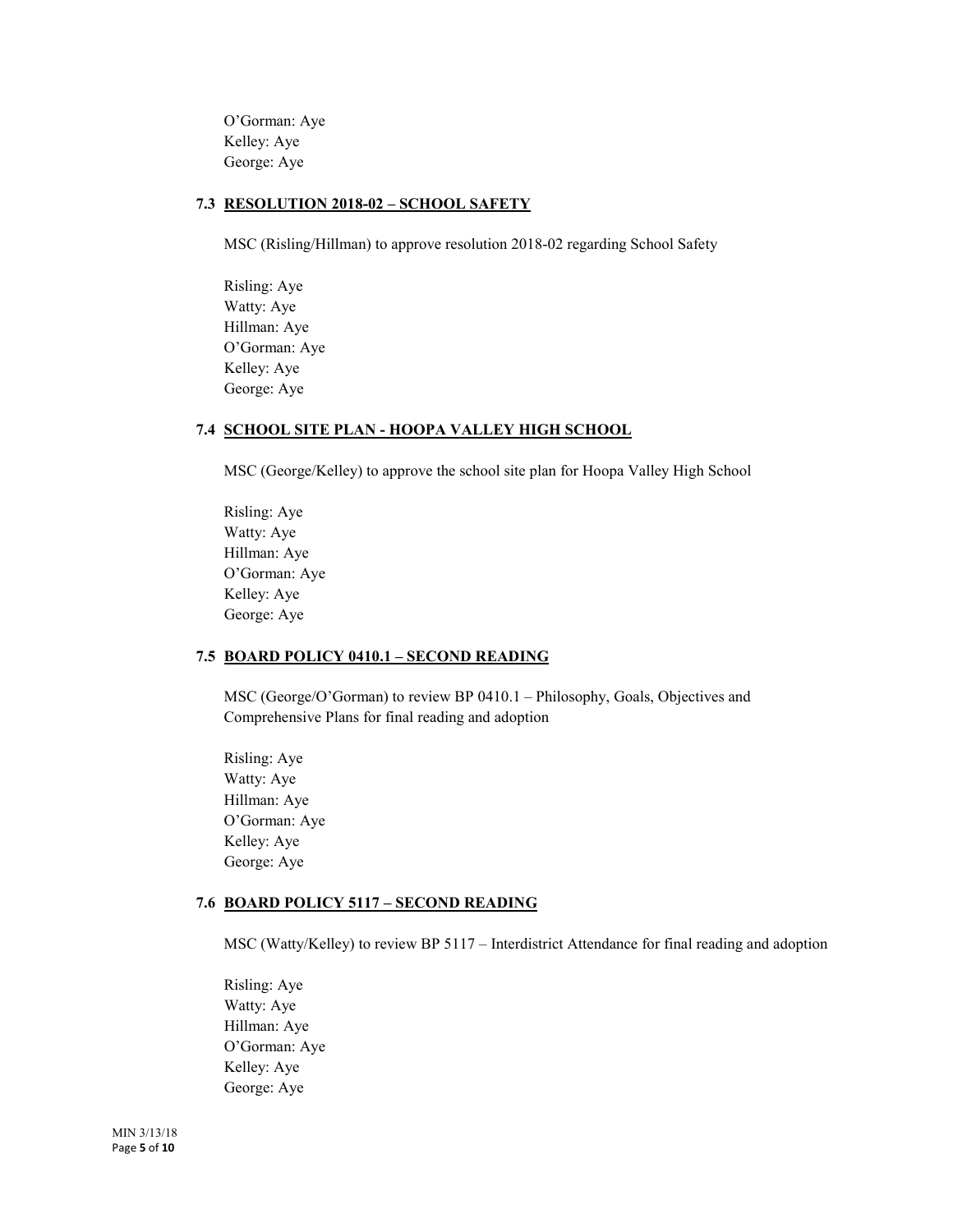O'Gorman: Aye
Kelley: Aye
George: Aye

### 7.3 RESOLUTION 2018-02 – SCHOOL SAFETY

MSC (Risling/Hillman) to approve resolution 2018-02 regarding School Safety

Risling: Aye
Watty: Aye
Hillman: Aye
O'Gorman: Aye
Kelley: Aye
George: Aye

### 7.4 SCHOOL SITE PLAN - HOOPA VALLEY HIGH SCHOOL

MSC (George/Kelley) to approve the school site plan for Hoopa Valley High School

Risling: Aye
Watty: Aye
Hillman: Aye
O'Gorman: Aye
Kelley: Aye
George: Aye

### 7.5 BOARD POLICY 0410.1 – SECOND READING

MSC (George/O'Gorman) to review BP 0410.1 – Philosophy, Goals, Objectives and Comprehensive Plans for final reading and adoption

Risling: Aye
Watty: Aye
Hillman: Aye
O'Gorman: Aye
Kelley: Aye
George: Aye

### 7.6 BOARD POLICY 5117 – SECOND READING

MSC (Watty/Kelley) to review BP 5117 – Interdistrict Attendance for final reading and adoption

Risling: Aye
Watty: Aye
Hillman: Aye
O'Gorman: Aye
Kelley: Aye
George: Aye

MIN 3/13/18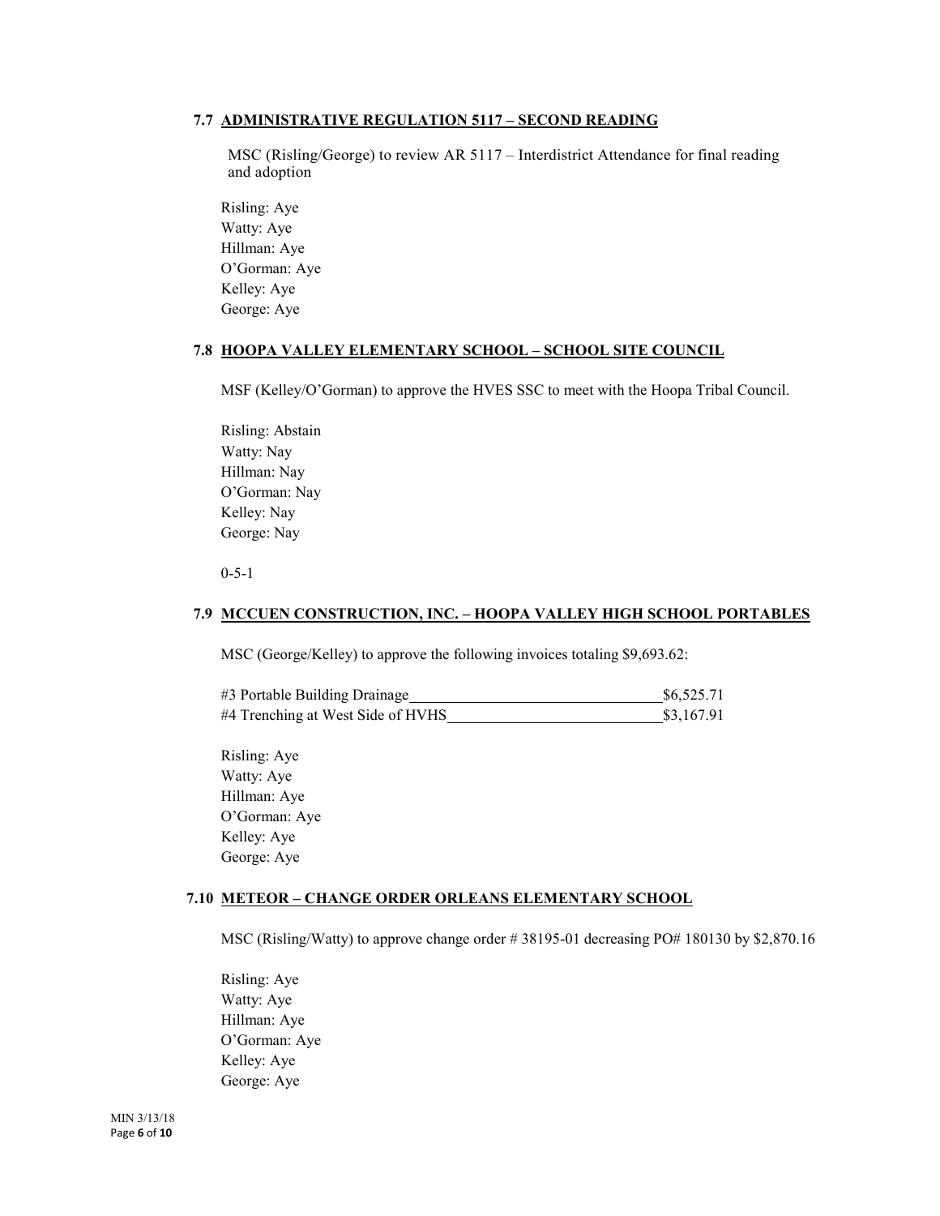### 7.7 ADMINISTRATIVE REGULATION 5117 – SECOND READING

MSC (Risling/George) to review AR 5117 – Interdistrict Attendance for final reading and adoption

Risling: Aye
Watty: Aye
Hillman: Aye
O'Gorman: Aye
Kelley: Aye
George: Aye

### 7.8 HOOPA VALLEY ELEMENTARY SCHOOL – SCHOOL SITE COUNCIL

MSF (Kelley/O'Gorman) to approve the HVES SSC to meet with the Hoopa Tribal Council.

Risling: Abstain
Watty: Nay
Hillman: Nay
O'Gorman: Nay
Kelley: Nay
George: Nay

0-5-1

### 7.9 MCCUEN CONSTRUCTION, INC. – HOOPA VALLEY HIGH SCHOOL PORTABLES

MSC (George/Kelley) to approve the following invoices totaling $9,693.62:

| | |
|---|---|
| #3 Portable Building Drainage | $6,525.71 |
| #4 Trenching at West Side of HVHS | $3,167.91 |

Risling: Aye
Watty: Aye
Hillman: Aye
O'Gorman: Aye
Kelley: Aye
George: Aye

### 7.10 METEOR – CHANGE ORDER ORLEANS ELEMENTARY SCHOOL

MSC (Risling/Watty) to approve change order # 38195-01 decreasing PO# 180130 by $2,870.16

Risling: Aye
Watty: Aye
Hillman: Aye
O'Gorman: Aye
Kelley: Aye
George: Aye

MIN 3/13/18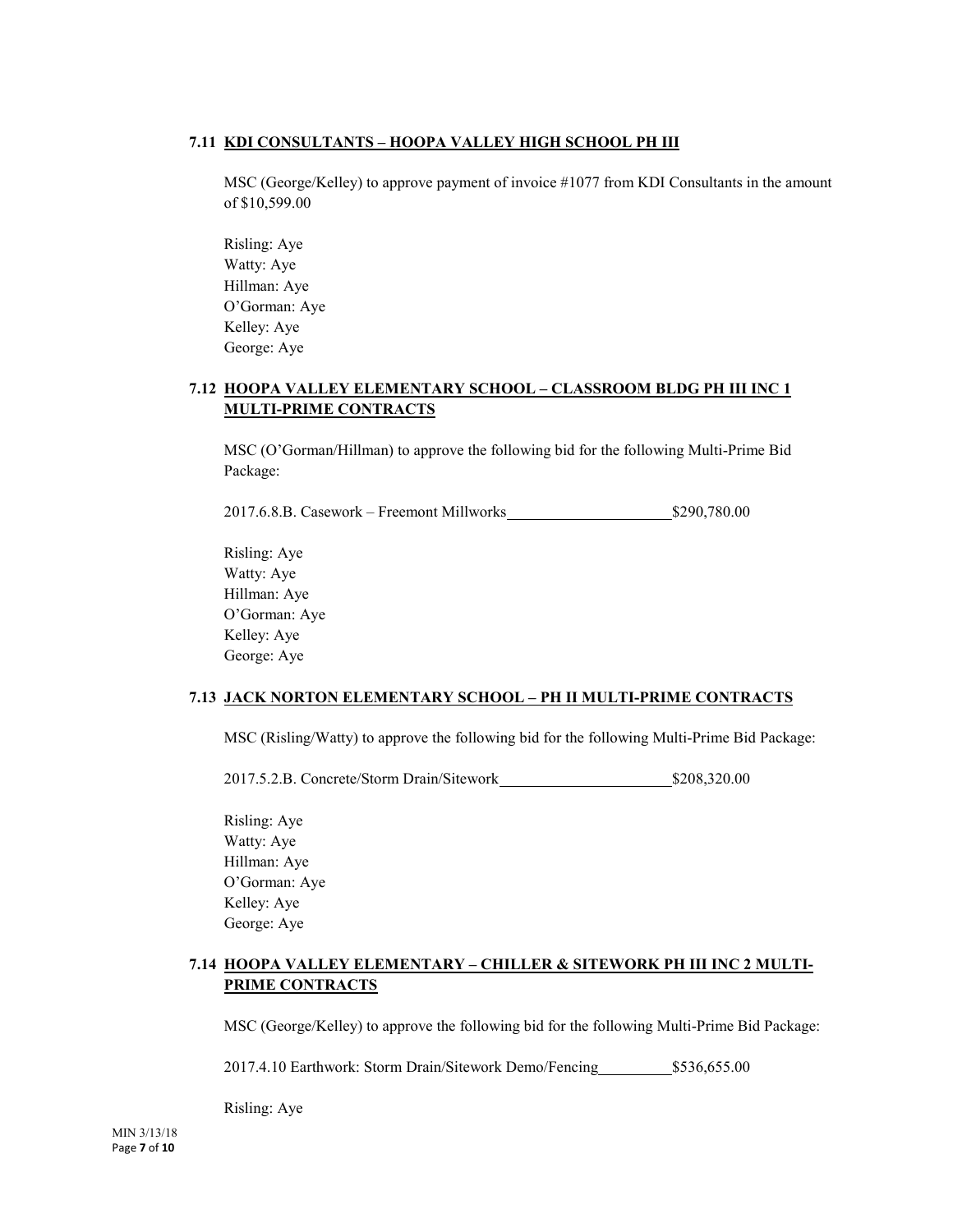### 7.11 KDI CONSULTANTS – HOOPA VALLEY HIGH SCHOOL PH III

MSC (George/Kelley) to approve payment of invoice #1077 from KDI Consultants in the amount of $10,599.00

Risling: Aye
Watty: Aye
Hillman: Aye
O'Gorman: Aye
Kelley: Aye
George: Aye

### 7.12 HOOPA VALLEY ELEMENTARY SCHOOL – CLASSROOM BLDG PH III INC 1 MULTI-PRIME CONTRACTS

MSC (O'Gorman/Hillman) to approve the following bid for the following Multi-Prime Bid Package:

2017.6.8.B. Casework – Freemont Millworks________________________$290,780.00

Risling: Aye
Watty: Aye
Hillman: Aye
O'Gorman: Aye
Kelley: Aye
George: Aye

### 7.13 JACK NORTON ELEMENTARY SCHOOL – PH II MULTI-PRIME CONTRACTS

MSC (Risling/Watty) to approve the following bid for the following Multi-Prime Bid Package:

2017.5.2.B. Concrete/Storm Drain/Sitework________________________$208,320.00

Risling: Aye
Watty: Aye
Hillman: Aye
O'Gorman: Aye
Kelley: Aye
George: Aye

### 7.14 HOOPA VALLEY ELEMENTARY – CHILLER & SITEWORK PH III INC 2 MULTI-PRIME CONTRACTS

MSC (George/Kelley) to approve the following bid for the following Multi-Prime Bid Package:

2017.4.10 Earthwork: Storm Drain/Sitework Demo/Fencing__________$536,655.00

Risling: Aye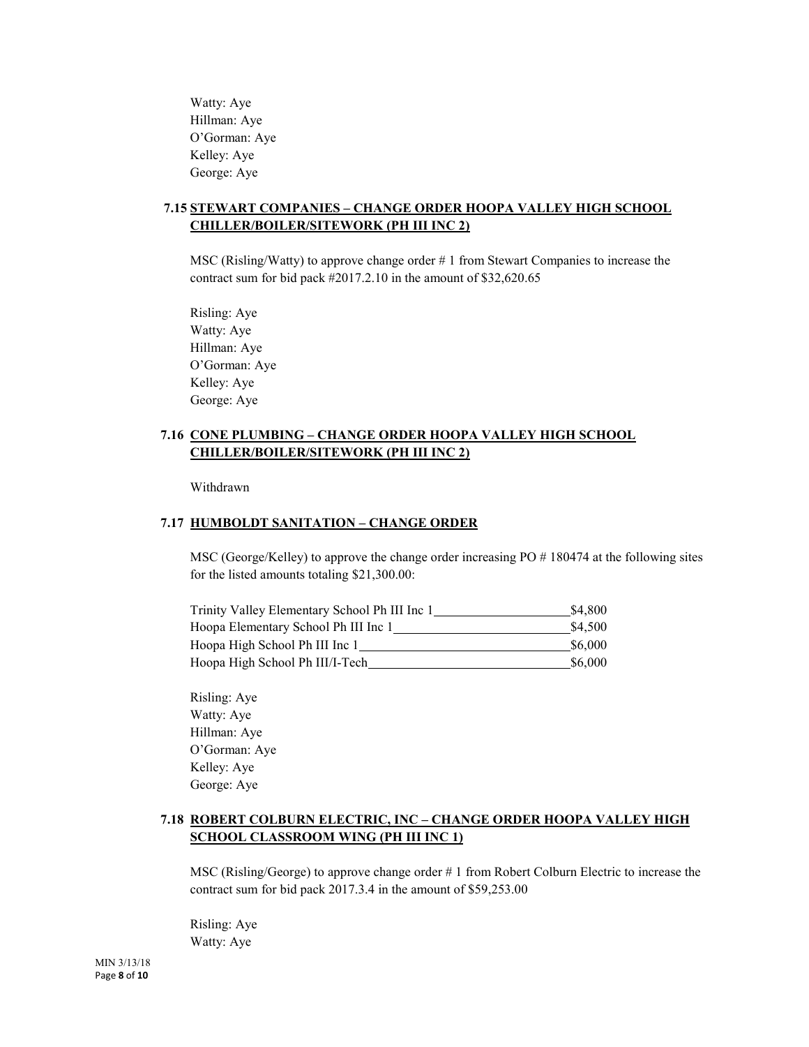Watty: Aye
Hillman: Aye
O'Gorman: Aye
Kelley: Aye
George: Aye

### 7.15 STEWART COMPANIES – CHANGE ORDER HOOPA VALLEY HIGH SCHOOL CHILLER/BOILER/SITEWORK (PH III INC 2)

MSC (Risling/Watty) to approve change order # 1 from Stewart Companies to increase the contract sum for bid pack #2017.2.10 in the amount of $32,620.65

Risling: Aye
Watty: Aye
Hillman: Aye
O'Gorman: Aye
Kelley: Aye
George: Aye

### 7.16 CONE PLUMBING – CHANGE ORDER HOOPA VALLEY HIGH SCHOOL CHILLER/BOILER/SITEWORK (PH III INC 2)

Withdrawn

### 7.17 HUMBOLDT SANITATION – CHANGE ORDER

MSC (George/Kelley) to approve the change order increasing PO # 180474 at the following sites for the listed amounts totaling $21,300.00:

| Site | Amount |
|---|---|
| Trinity Valley Elementary School Ph III Inc 1 | $4,800 |
| Hoopa Elementary School Ph III Inc 1 | $4,500 |
| Hoopa High School Ph III Inc 1 | $6,000 |
| Hoopa High School Ph III/I-Tech | $6,000 |

Risling: Aye
Watty: Aye
Hillman: Aye
O'Gorman: Aye
Kelley: Aye
George: Aye

### 7.18 ROBERT COLBURN ELECTRIC, INC – CHANGE ORDER HOOPA VALLEY HIGH SCHOOL CLASSROOM WING (PH III INC 1)

MSC (Risling/George) to approve change order # 1 from Robert Colburn Electric to increase the contract sum for bid pack 2017.3.4 in the amount of $59,253.00

Risling: Aye
Watty: Aye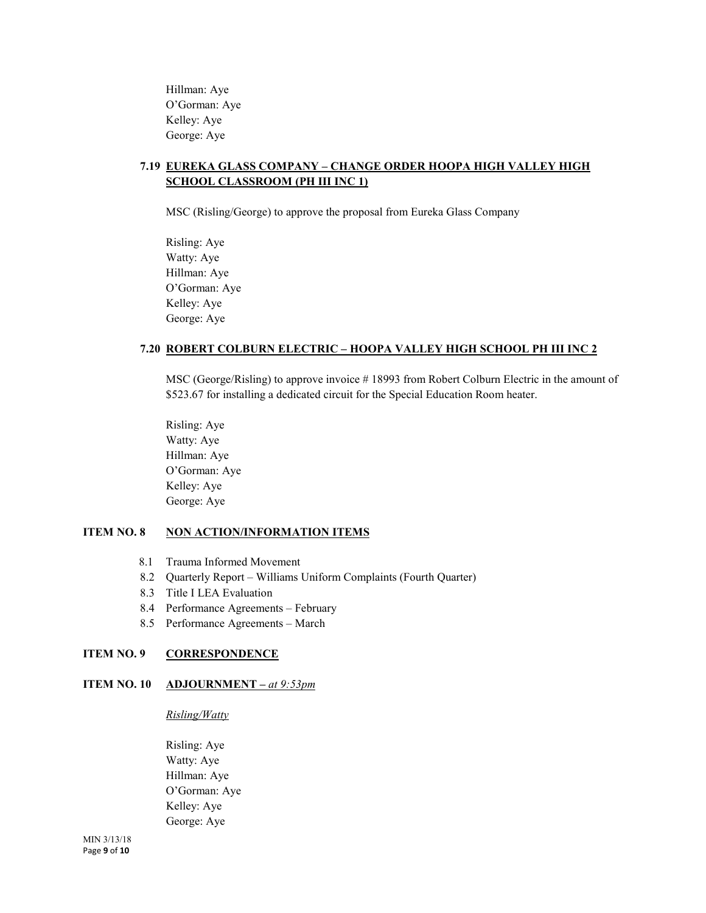Hillman: Aye
O'Gorman: Aye
Kelley: Aye
George: Aye

### 7.19 EUREKA GLASS COMPANY – CHANGE ORDER HOOPA HIGH VALLEY HIGH SCHOOL CLASSROOM (PH III INC 1)

MSC (Risling/George) to approve the proposal from Eureka Glass Company

Risling: Aye
Watty: Aye
Hillman: Aye
O'Gorman: Aye
Kelley: Aye
George: Aye

### 7.20 ROBERT COLBURN ELECTRIC – HOOPA VALLEY HIGH SCHOOL PH III INC 2

MSC (George/Risling) to approve invoice # 18993 from Robert Colburn Electric in the amount of $523.67 for installing a dedicated circuit for the Special Education Room heater.

Risling: Aye
Watty: Aye
Hillman: Aye
O'Gorman: Aye
Kelley: Aye
George: Aye

## ITEM NO. 8 NON ACTION/INFORMATION ITEMS

8.1 Trauma Informed Movement
8.2 Quarterly Report – Williams Uniform Complaints (Fourth Quarter)
8.3 Title I LEA Evaluation
8.4 Performance Agreements – February
8.5 Performance Agreements – March

## ITEM NO. 9 CORRESPONDENCE

## ITEM NO. 10 ADJOURNMENT – *at 9:53pm*

*Risling/Watty*

Risling: Aye
Watty: Aye
Hillman: Aye
O'Gorman: Aye
Kelley: Aye
George: Aye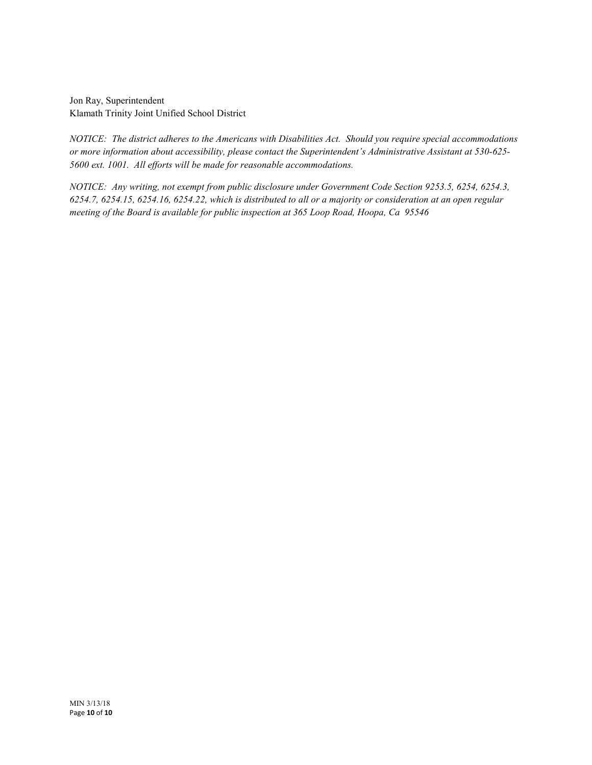Jon Ray, Superintendent
Klamath Trinity Joint Unified School District

*NOTICE: The district adheres to the Americans with Disabilities Act. Should you require special accommodations or more information about accessibility, please contact the Superintendent's Administrative Assistant at 530-625-5600 ext. 1001. All efforts will be made for reasonable accommodations.*

*NOTICE: Any writing, not exempt from public disclosure under Government Code Section 9253.5, 6254, 6254.3, 6254.7, 6254.15, 6254.16, 6254.22, which is distributed to all or a majority or consideration at an open regular meeting of the Board is available for public inspection at 365 Loop Road, Hoopa, Ca 95546*